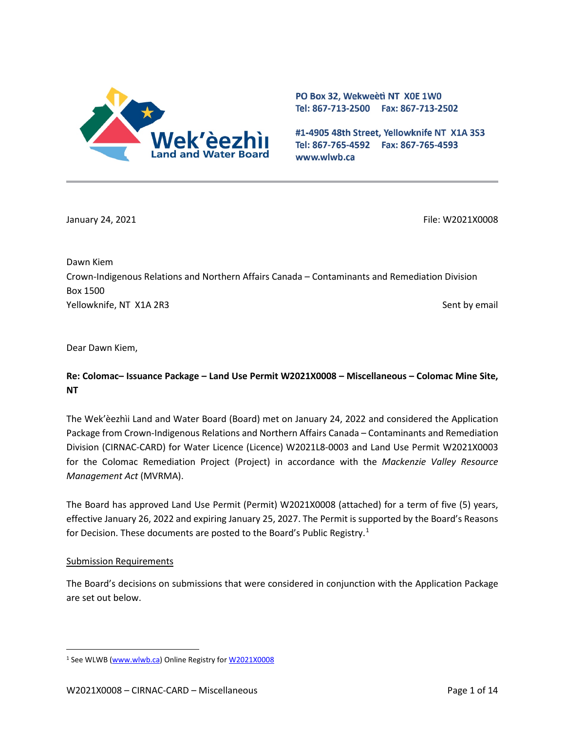PO Box 32, Wekweètì NT X0E 1W0
Tel: 867-713-2500 Fax: 867-713-2502

#1-4905 48th Street, Yellowknife NT X1A 3S3
Tel: 867-765-4592 Fax: 867-765-4593
www.wlwb.ca

January 24, 2021

File: W2021X0008

Dawn Kiem
Crown-Indigenous Relations and Northern Affairs Canada – Contaminants and Remediation Division
Box 1500
Yellowknife, NT X1A 2R3

Sent by email

Dear Dawn Kiem,

**Re: Colomac– Issuance Package – Land Use Permit W2021X0008 – Miscellaneous – Colomac Mine Site, NT**

The Wek'èezhìi Land and Water Board (Board) met on January 24, 2022 and considered the Application Package from Crown-Indigenous Relations and Northern Affairs Canada – Contaminants and Remediation Division (CIRNAC-CARD) for Water Licence (Licence) W2021L8-0003 and Land Use Permit W2021X0003 for the Colomac Remediation Project (Project) in accordance with the *Mackenzie Valley Resource Management Act* (MVRMA).

The Board has approved Land Use Permit (Permit) W2021X0008 (attached) for a term of five (5) years, effective January 26, 2022 and expiring January 25, 2027. The Permit is supported by the Board's Reasons for Decision. These documents are posted to the Board's Public Registry.[1]

Submission Requirements

The Board's decisions on submissions that were considered in conjunction with the Application Package are set out below.

[1] See WLWB (www.wlwb.ca) Online Registry for W2021X0008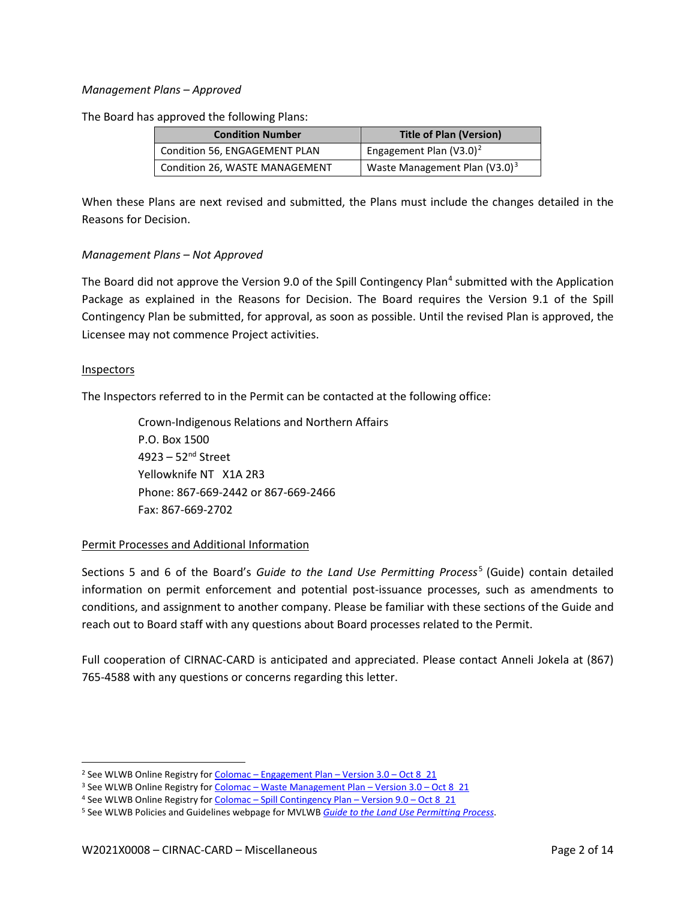*Management Plans – Approved*

The Board has approved the following Plans:

| Condition Number | Title of Plan (Version) |
|---|---|
| Condition 56, ENGAGEMENT PLAN | Engagement Plan (V3.0)[2] |
| Condition 26, WASTE MANAGEMENT | Waste Management Plan (V3.0)[3] |

When these Plans are next revised and submitted, the Plans must include the changes detailed in the Reasons for Decision.

*Management Plans – Not Approved*

The Board did not approve the Version 9.0 of the Spill Contingency Plan[4] submitted with the Application Package as explained in the Reasons for Decision. The Board requires the Version 9.1 of the Spill Contingency Plan be submitted, for approval, as soon as possible. Until the revised Plan is approved, the Licensee may not commence Project activities.

Inspectors

The Inspectors referred to in the Permit can be contacted at the following office:

Crown-Indigenous Relations and Northern Affairs
P.O. Box 1500
4923 – 52nd Street
Yellowknife NT X1A 2R3
Phone: 867-669-2442 or 867-669-2466
Fax: 867-669-2702

Permit Processes and Additional Information

Sections 5 and 6 of the Board's *Guide to the Land Use Permitting Process*[5] (Guide) contain detailed information on permit enforcement and potential post-issuance processes, such as amendments to conditions, and assignment to another company. Please be familiar with these sections of the Guide and reach out to Board staff with any questions about Board processes related to the Permit.

Full cooperation of CIRNAC-CARD is anticipated and appreciated. Please contact Anneli Jokela at (867) 765-4588 with any questions or concerns regarding this letter.

---

[2] See WLWB Online Registry for Colomac – Engagement Plan – Version 3.0 – Oct 8 21

[3] See WLWB Online Registry for Colomac – Waste Management Plan – Version 3.0 – Oct 8 21

[4] See WLWB Online Registry for Colomac – Spill Contingency Plan – Version 9.0 – Oct 8 21

[5] See WLWB Policies and Guidelines webpage for MVLWB *Guide to the Land Use Permitting Process*.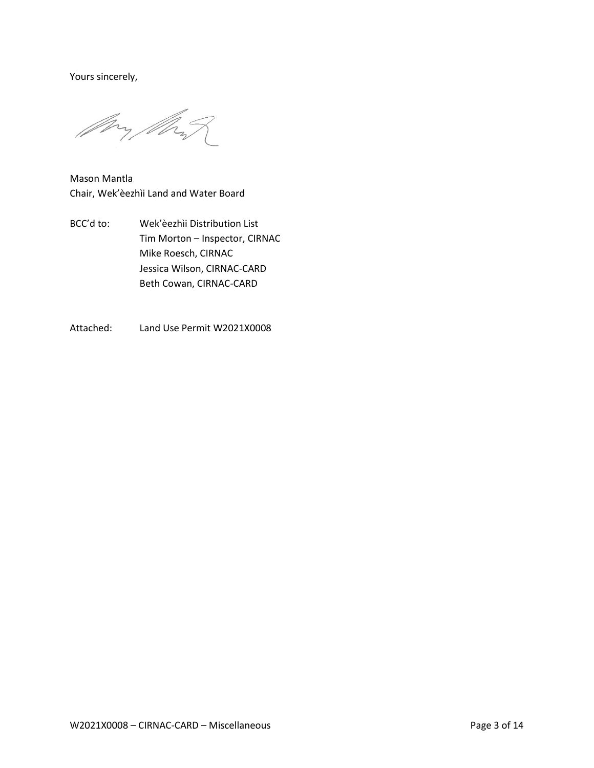Yours sincerely,

Mason Mantla
Chair, Wek'èezhìi Land and Water Board

BCC'd to: Wek'èezhìi Distribution List
Tim Morton – Inspector, CIRNAC
Mike Roesch, CIRNAC
Jessica Wilson, CIRNAC-CARD
Beth Cowan, CIRNAC-CARD

Attached: Land Use Permit W2021X0008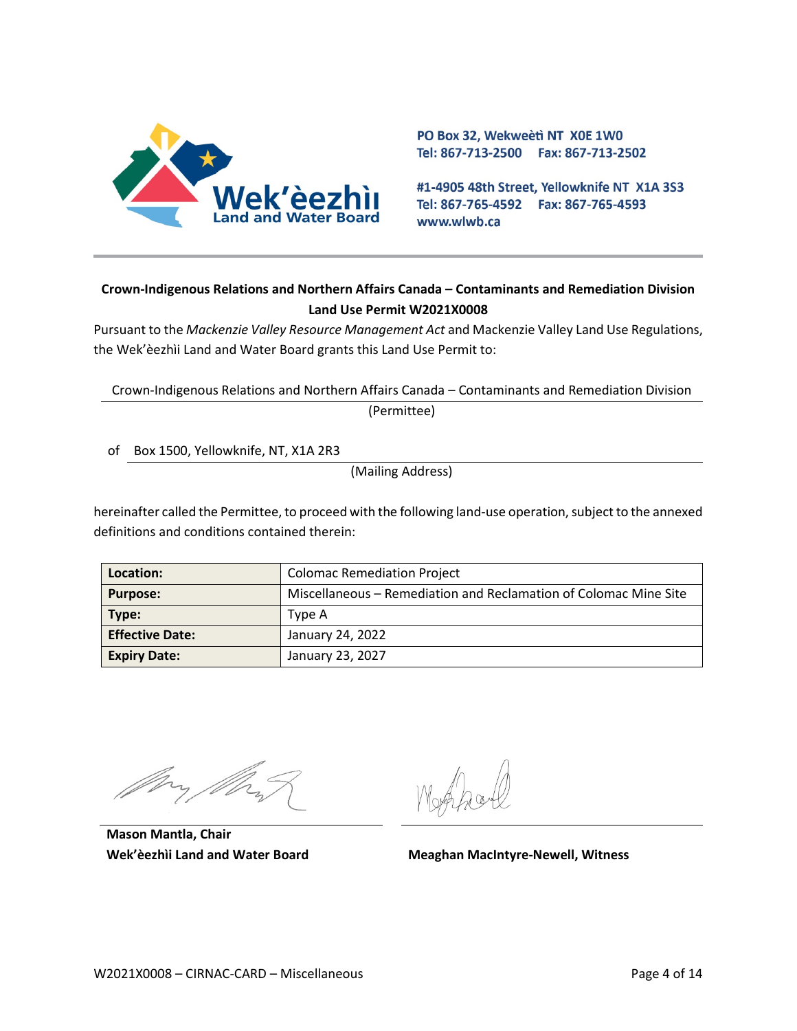PO Box 32, Wekweètì NT X0E 1W0
Tel: 867-713-2500 Fax: 867-713-2502

#1-4905 48th Street, Yellowknife NT X1A 3S3
Tel: 867-765-4592 Fax: 867-765-4593
www.wlwb.ca

**Crown-Indigenous Relations and Northern Affairs Canada – Contaminants and Remediation Division**
**Land Use Permit W2021X0008**

Pursuant to the *Mackenzie Valley Resource Management Act* and Mackenzie Valley Land Use Regulations, the Wek'èezhìi Land and Water Board grants this Land Use Permit to:

Crown-Indigenous Relations and Northern Affairs Canada – Contaminants and Remediation Division
(Permittee)

of Box 1500, Yellowknife, NT, X1A 2R3
(Mailing Address)

hereinafter called the Permittee, to proceed with the following land-use operation, subject to the annexed definitions and conditions contained therein:

| | |
|---|---|
| **Location:** | Colomac Remediation Project |
| **Purpose:** | Miscellaneous – Remediation and Reclamation of Colomac Mine Site |
| **Type:** | Type A |
| **Effective Date:** | January 24, 2022 |
| **Expiry Date:** | January 23, 2027 |

**Mason Mantla, Chair**
**Wek'èezhìi Land and Water Board**

**Meaghan MacIntyre-Newell, Witness**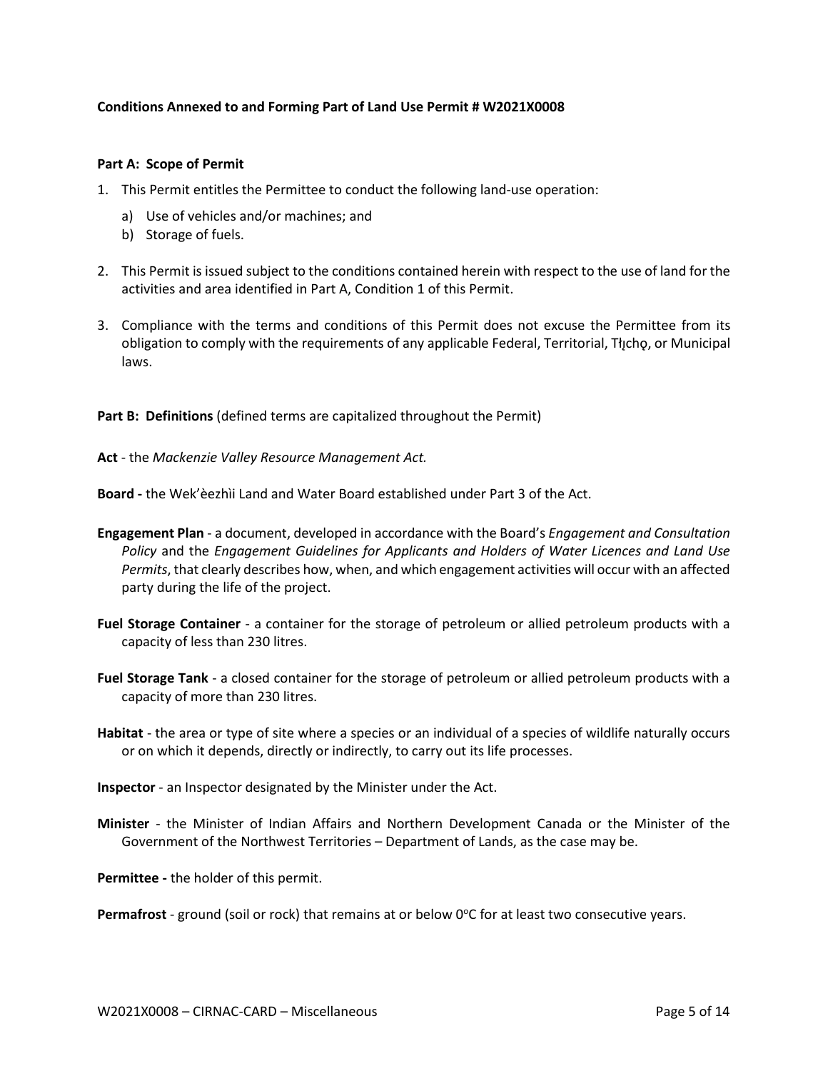**Conditions Annexed to and Forming Part of Land Use Permit # W2021X0008**

**Part A: Scope of Permit**

1. This Permit entitles the Permittee to conduct the following land-use operation:
   a) Use of vehicles and/or machines; and
   b) Storage of fuels.

2. This Permit is issued subject to the conditions contained herein with respect to the use of land for the activities and area identified in Part A, Condition 1 of this Permit.

3. Compliance with the terms and conditions of this Permit does not excuse the Permittee from its obligation to comply with the requirements of any applicable Federal, Territorial, Tłı̨chǫ, or Municipal laws.

**Part B: Definitions** (defined terms are capitalized throughout the Permit)

**Act** - the *Mackenzie Valley Resource Management Act.*

**Board -** the Wek'èezhìi Land and Water Board established under Part 3 of the Act.

**Engagement Plan** - a document, developed in accordance with the Board's *Engagement and Consultation Policy* and the *Engagement Guidelines for Applicants and Holders of Water Licences and Land Use Permits*, that clearly describes how, when, and which engagement activities will occur with an affected party during the life of the project.

**Fuel Storage Container** - a container for the storage of petroleum or allied petroleum products with a capacity of less than 230 litres.

**Fuel Storage Tank** - a closed container for the storage of petroleum or allied petroleum products with a capacity of more than 230 litres.

**Habitat** - the area or type of site where a species or an individual of a species of wildlife naturally occurs or on which it depends, directly or indirectly, to carry out its life processes.

**Inspector** - an Inspector designated by the Minister under the Act.

**Minister** - the Minister of Indian Affairs and Northern Development Canada or the Minister of the Government of the Northwest Territories – Department of Lands, as the case may be.

**Permittee -** the holder of this permit.

**Permafrost** - ground (soil or rock) that remains at or below 0°C for at least two consecutive years.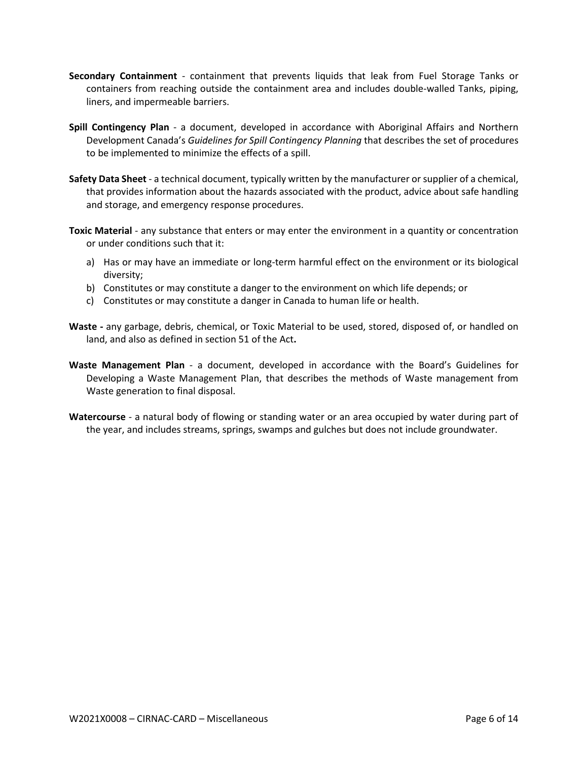**Secondary Containment** - containment that prevents liquids that leak from Fuel Storage Tanks or containers from reaching outside the containment area and includes double-walled Tanks, piping, liners, and impermeable barriers.

**Spill Contingency Plan** - a document, developed in accordance with Aboriginal Affairs and Northern Development Canada's *Guidelines for Spill Contingency Planning* that describes the set of procedures to be implemented to minimize the effects of a spill.

**Safety Data Sheet** - a technical document, typically written by the manufacturer or supplier of a chemical, that provides information about the hazards associated with the product, advice about safe handling and storage, and emergency response procedures.

**Toxic Material** - any substance that enters or may enter the environment in a quantity or concentration or under conditions such that it:

a) Has or may have an immediate or long-term harmful effect on the environment or its biological diversity;
b) Constitutes or may constitute a danger to the environment on which life depends; or
c) Constitutes or may constitute a danger in Canada to human life or health.

**Waste -** any garbage, debris, chemical, or Toxic Material to be used, stored, disposed of, or handled on land, and also as defined in section 51 of the Act**.**

**Waste Management Plan** - a document, developed in accordance with the Board's Guidelines for Developing a Waste Management Plan, that describes the methods of Waste management from Waste generation to final disposal.

**Watercourse** - a natural body of flowing or standing water or an area occupied by water during part of the year, and includes streams, springs, swamps and gulches but does not include groundwater.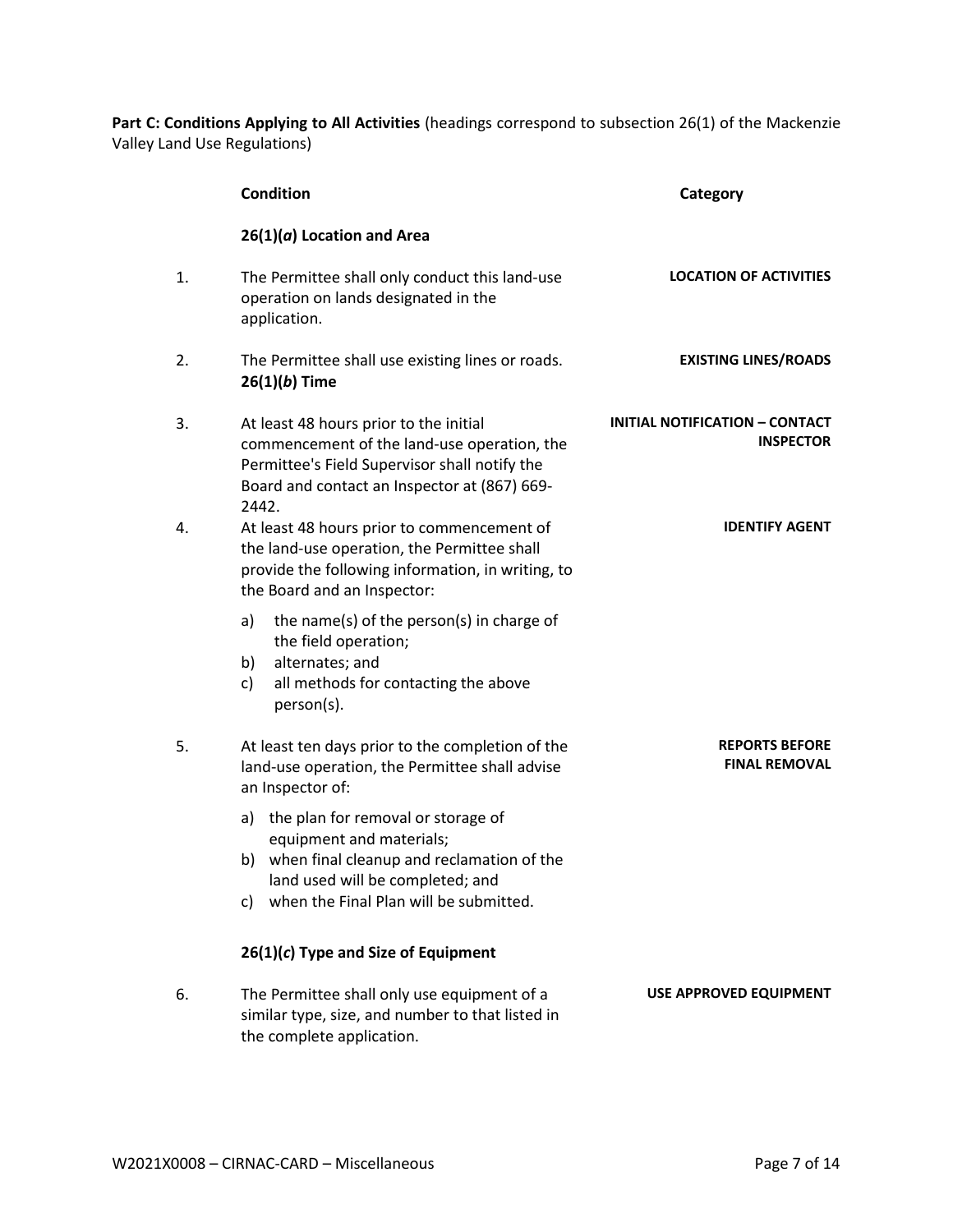**Part C: Conditions Applying to All Activities** (headings correspond to subsection 26(1) of the Mackenzie Valley Land Use Regulations)

| | Condition | Category |
|---|---|---|
| | **26(1)(*a*) Location and Area** | |
| 1. | The Permittee shall only conduct this land-use operation on lands designated in the application. | **LOCATION OF ACTIVITIES** |
| 2. | The Permittee shall use existing lines or roads. | **EXISTING LINES/ROADS** |
| | **26(1)(*b*) Time** | |
| 3. | At least 48 hours prior to the initial commencement of the land-use operation, the Permittee's Field Supervisor shall notify the Board and contact an Inspector at (867) 669-2442. | **INITIAL NOTIFICATION – CONTACT INSPECTOR** |
| 4. | At least 48 hours prior to commencement of the land-use operation, the Permittee shall provide the following information, in writing, to the Board and an Inspector:<br>a) the name(s) of the person(s) in charge of the field operation;<br>b) alternates; and<br>c) all methods for contacting the above person(s). | **IDENTIFY AGENT** |
| 5. | At least ten days prior to the completion of the land-use operation, the Permittee shall advise an Inspector of:<br>a) the plan for removal or storage of equipment and materials;<br>b) when final cleanup and reclamation of the land used will be completed; and<br>c) when the Final Plan will be submitted. | **REPORTS BEFORE FINAL REMOVAL** |
| | **26(1)(*c*) Type and Size of Equipment** | |
| 6. | The Permittee shall only use equipment of a similar type, size, and number to that listed in the complete application. | **USE APPROVED EQUIPMENT** |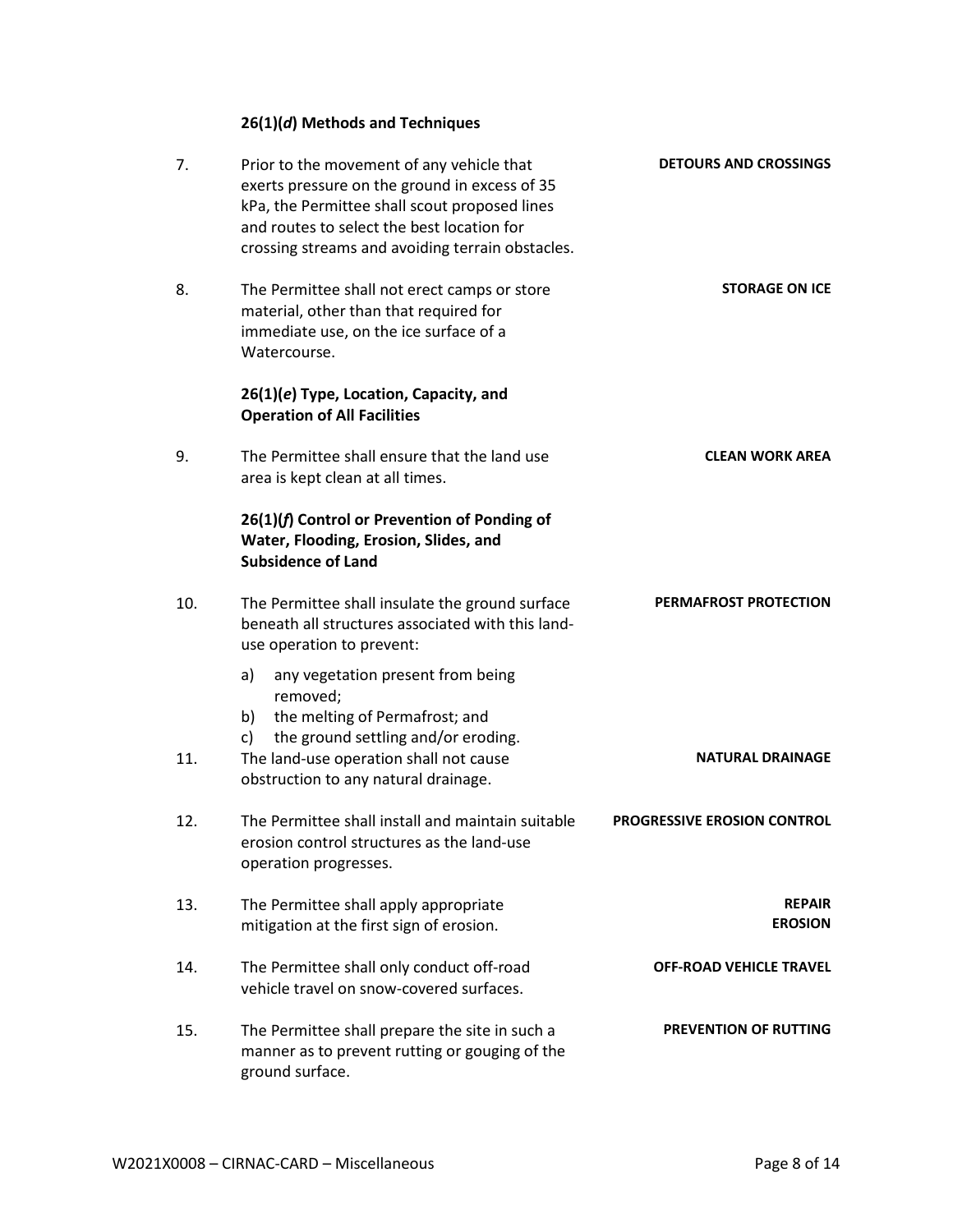### 26(1)(*d*) Methods and Techniques

7. Prior to the movement of any vehicle that exerts pressure on the ground in excess of 35 kPa, the Permittee shall scout proposed lines and routes to select the best location for crossing streams and avoiding terrain obstacles. **DETOURS AND CROSSINGS**

8. The Permittee shall not erect camps or store material, other than that required for immediate use, on the ice surface of a Watercourse. **STORAGE ON ICE**

### 26(1)(*e*) Type, Location, Capacity, and Operation of All Facilities

9. The Permittee shall ensure that the land use area is kept clean at all times. **CLEAN WORK AREA**

### 26(1)(*f*) Control or Prevention of Ponding of Water, Flooding, Erosion, Slides, and Subsidence of Land

10. The Permittee shall insulate the ground surface beneath all structures associated with this land-use operation to prevent: **PERMAFROST PROTECTION**
    a) any vegetation present from being removed;
    b) the melting of Permafrost; and
    c) the ground settling and/or eroding.

11. The land-use operation shall not cause obstruction to any natural drainage. **NATURAL DRAINAGE**

12. The Permittee shall install and maintain suitable erosion control structures as the land-use operation progresses. **PROGRESSIVE EROSION CONTROL**

13. The Permittee shall apply appropriate mitigation at the first sign of erosion. **REPAIR EROSION**

14. The Permittee shall only conduct off-road vehicle travel on snow-covered surfaces. **OFF-ROAD VEHICLE TRAVEL**

15. The Permittee shall prepare the site in such a manner as to prevent rutting or gouging of the ground surface. **PREVENTION OF RUTTING**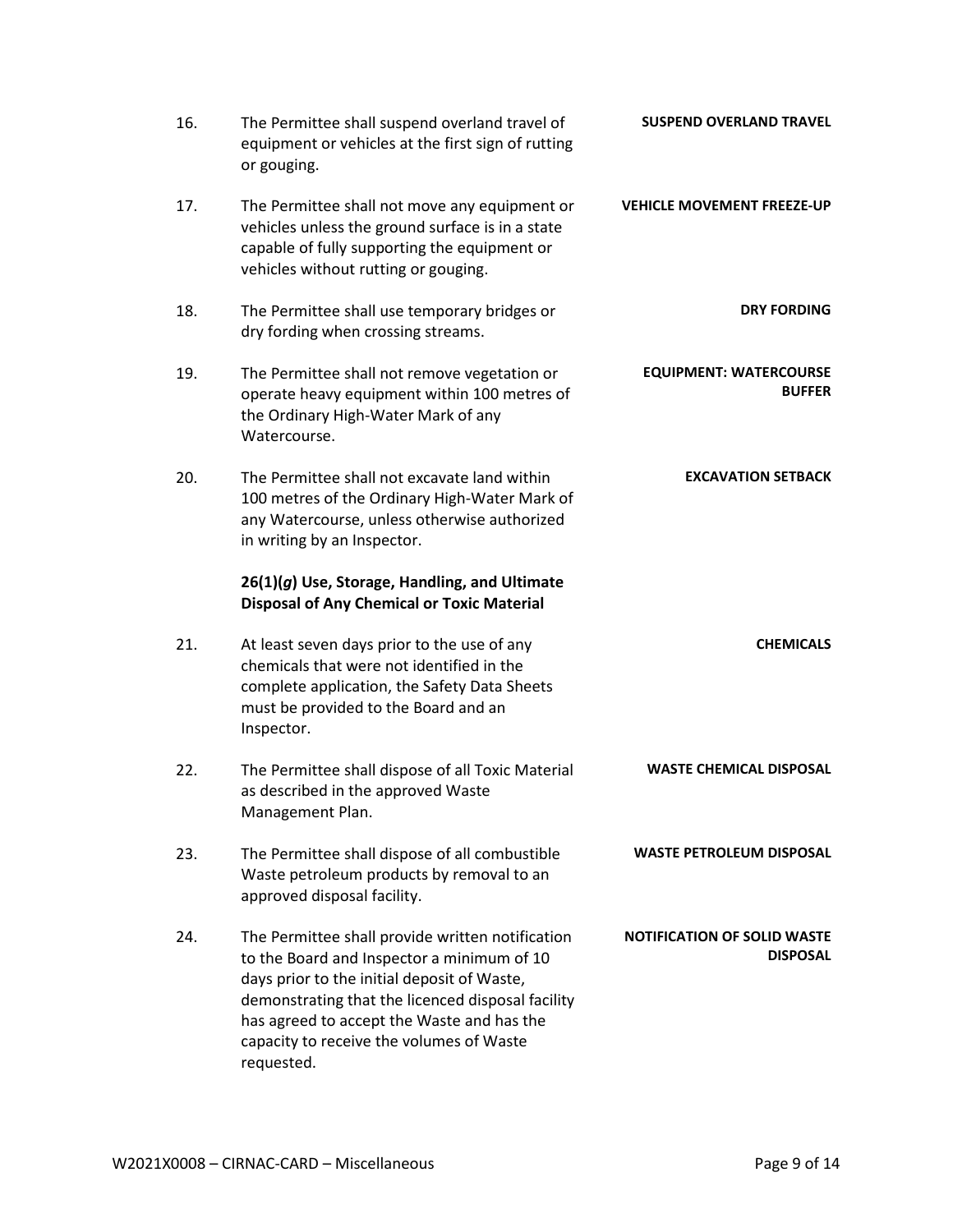16. The Permittee shall suspend overland travel of equipment or vehicles at the first sign of rutting or gouging. **SUSPEND OVERLAND TRAVEL**

17. The Permittee shall not move any equipment or vehicles unless the ground surface is in a state capable of fully supporting the equipment or vehicles without rutting or gouging. **VEHICLE MOVEMENT FREEZE-UP**

18. The Permittee shall use temporary bridges or dry fording when crossing streams. **DRY FORDING**

19. The Permittee shall not remove vegetation or operate heavy equipment within 100 metres of the Ordinary High-Water Mark of any Watercourse. **EQUIPMENT: WATERCOURSE BUFFER**

20. The Permittee shall not excavate land within 100 metres of the Ordinary High-Water Mark of any Watercourse, unless otherwise authorized in writing by an Inspector. **EXCAVATION SETBACK**

**26(1)(*g*) Use, Storage, Handling, and Ultimate Disposal of Any Chemical or Toxic Material**

21. At least seven days prior to the use of any chemicals that were not identified in the complete application, the Safety Data Sheets must be provided to the Board and an Inspector. **CHEMICALS**

22. The Permittee shall dispose of all Toxic Material as described in the approved Waste Management Plan. **WASTE CHEMICAL DISPOSAL**

23. The Permittee shall dispose of all combustible Waste petroleum products by removal to an approved disposal facility. **WASTE PETROLEUM DISPOSAL**

24. The Permittee shall provide written notification to the Board and Inspector a minimum of 10 days prior to the initial deposit of Waste, demonstrating that the licenced disposal facility has agreed to accept the Waste and has the capacity to receive the volumes of Waste requested. **NOTIFICATION OF SOLID WASTE DISPOSAL**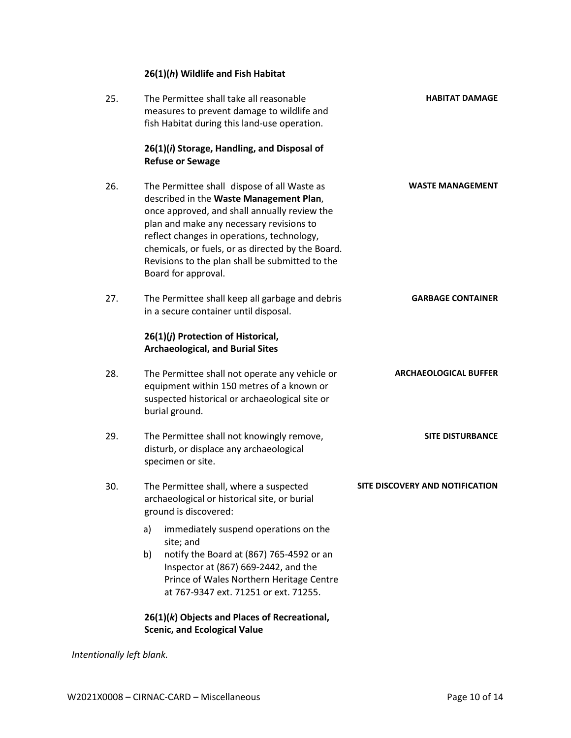**26(1)(*h*) Wildlife and Fish Habitat**

25. The Permittee shall take all reasonable measures to prevent damage to wildlife and fish Habitat during this land-use operation. **HABITAT DAMAGE**

**26(1)(*i*) Storage, Handling, and Disposal of Refuse or Sewage**

26. The Permittee shall dispose of all Waste as described in the **Waste Management Plan**, once approved, and shall annually review the plan and make any necessary revisions to reflect changes in operations, technology, chemicals, or fuels, or as directed by the Board. Revisions to the plan shall be submitted to the Board for approval. **WASTE MANAGEMENT**

27. The Permittee shall keep all garbage and debris in a secure container until disposal. **GARBAGE CONTAINER**

**26(1)(*j*) Protection of Historical, Archaeological, and Burial Sites**

28. The Permittee shall not operate any vehicle or equipment within 150 metres of a known or suspected historical or archaeological site or burial ground. **ARCHAEOLOGICAL BUFFER**

29. The Permittee shall not knowingly remove, disturb, or displace any archaeological specimen or site. **SITE DISTURBANCE**

30. The Permittee shall, where a suspected archaeological or historical site, or burial ground is discovered: **SITE DISCOVERY AND NOTIFICATION**

    a) immediately suspend operations on the site; and
    b) notify the Board at (867) 765-4592 or an Inspector at (867) 669-2442, and the Prince of Wales Northern Heritage Centre at 767-9347 ext. 71251 or ext. 71255.

**26(1)(*k*) Objects and Places of Recreational, Scenic, and Ecological Value**

*Intentionally left blank.*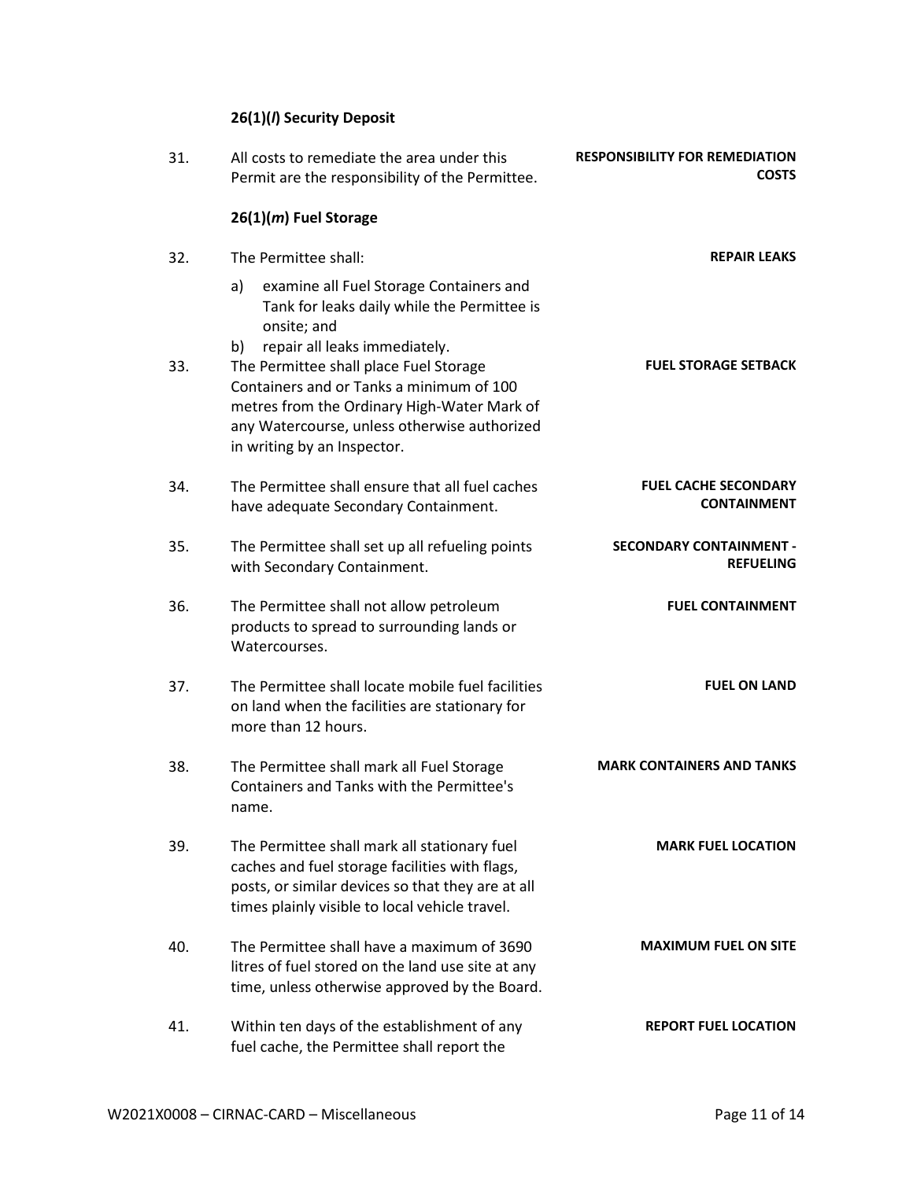**26(1)(*l*) Security Deposit**

| | | |
|---|---|---|
| 31. | All costs to remediate the area under this Permit are the responsibility of the Permittee. | **RESPONSIBILITY FOR REMEDIATION COSTS** |

**26(1)(*m*) Fuel Storage**

| | | |
|---|---|---|
| 32. | The Permittee shall:<br>a) examine all Fuel Storage Containers and Tank for leaks daily while the Permittee is onsite; and<br>b) repair all leaks immediately. | **REPAIR LEAKS** |
| 33. | The Permittee shall place Fuel Storage Containers and or Tanks a minimum of 100 metres from the Ordinary High-Water Mark of any Watercourse, unless otherwise authorized in writing by an Inspector. | **FUEL STORAGE SETBACK** |
| 34. | The Permittee shall ensure that all fuel caches have adequate Secondary Containment. | **FUEL CACHE SECONDARY CONTAINMENT** |
| 35. | The Permittee shall set up all refueling points with Secondary Containment. | **SECONDARY CONTAINMENT - REFUELING** |
| 36. | The Permittee shall not allow petroleum products to spread to surrounding lands or Watercourses. | **FUEL CONTAINMENT** |
| 37. | The Permittee shall locate mobile fuel facilities on land when the facilities are stationary for more than 12 hours. | **FUEL ON LAND** |
| 38. | The Permittee shall mark all Fuel Storage Containers and Tanks with the Permittee's name. | **MARK CONTAINERS AND TANKS** |
| 39. | The Permittee shall mark all stationary fuel caches and fuel storage facilities with flags, posts, or similar devices so that they are at all times plainly visible to local vehicle travel. | **MARK FUEL LOCATION** |
| 40. | The Permittee shall have a maximum of 3690 litres of fuel stored on the land use site at any time, unless otherwise approved by the Board. | **MAXIMUM FUEL ON SITE** |
| 41. | Within ten days of the establishment of any fuel cache, the Permittee shall report the | **REPORT FUEL LOCATION** |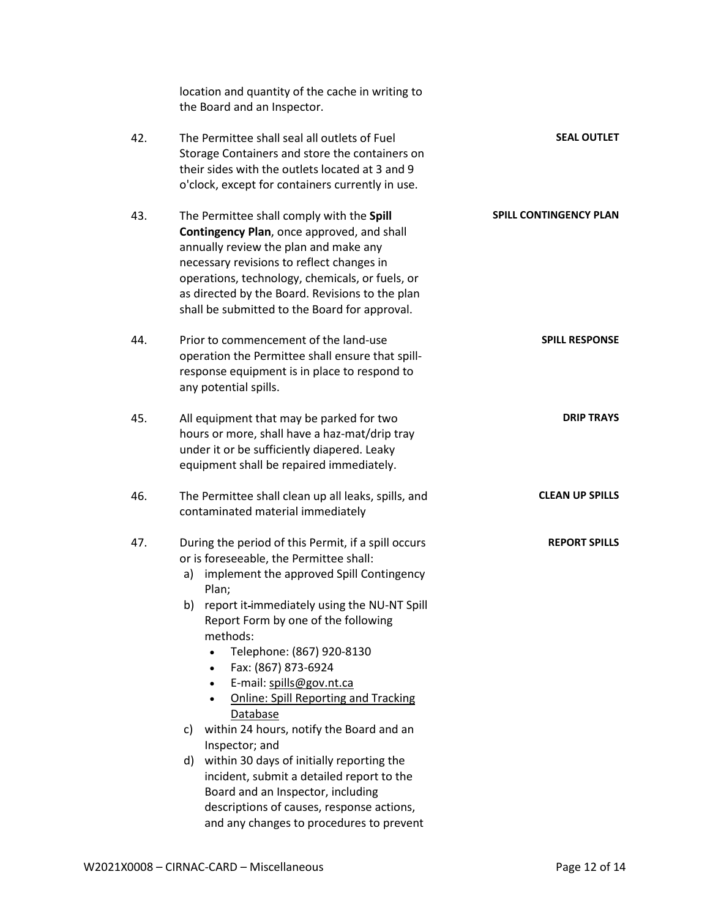location and quantity of the cache in writing to the Board and an Inspector.

42. The Permittee shall seal all outlets of Fuel Storage Containers and store the containers on their sides with the outlets located at 3 and 9 o'clock, except for containers currently in use. **SEAL OUTLET**

43. The Permittee shall comply with the **Spill Contingency Plan**, once approved, and shall annually review the plan and make any necessary revisions to reflect changes in operations, technology, chemicals, or fuels, or as directed by the Board. Revisions to the plan shall be submitted to the Board for approval. **SPILL CONTINGENCY PLAN**

44. Prior to commencement of the land-use operation the Permittee shall ensure that spill-response equipment is in place to respond to any potential spills. **SPILL RESPONSE**

45. All equipment that may be parked for two hours or more, shall have a haz-mat/drip tray under it or be sufficiently diapered. Leaky equipment shall be repaired immediately. **DRIP TRAYS**

46. The Permittee shall clean up all leaks, spills, and contaminated material immediately **CLEAN UP SPILLS**

47. During the period of this Permit, if a spill occurs or is foreseeable, the Permittee shall: **REPORT SPILLS**
   a) implement the approved Spill Contingency Plan;
   b) report it immediately using the NU-NT Spill Report Form by one of the following methods:
      - Telephone: (867) 920-8130
      - Fax: (867) 873-6924
      - E-mail: spills@gov.nt.ca
      - Online: Spill Reporting and Tracking Database
   c) within 24 hours, notify the Board and an Inspector; and
   d) within 30 days of initially reporting the incident, submit a detailed report to the Board and an Inspector, including descriptions of causes, response actions, and any changes to procedures to prevent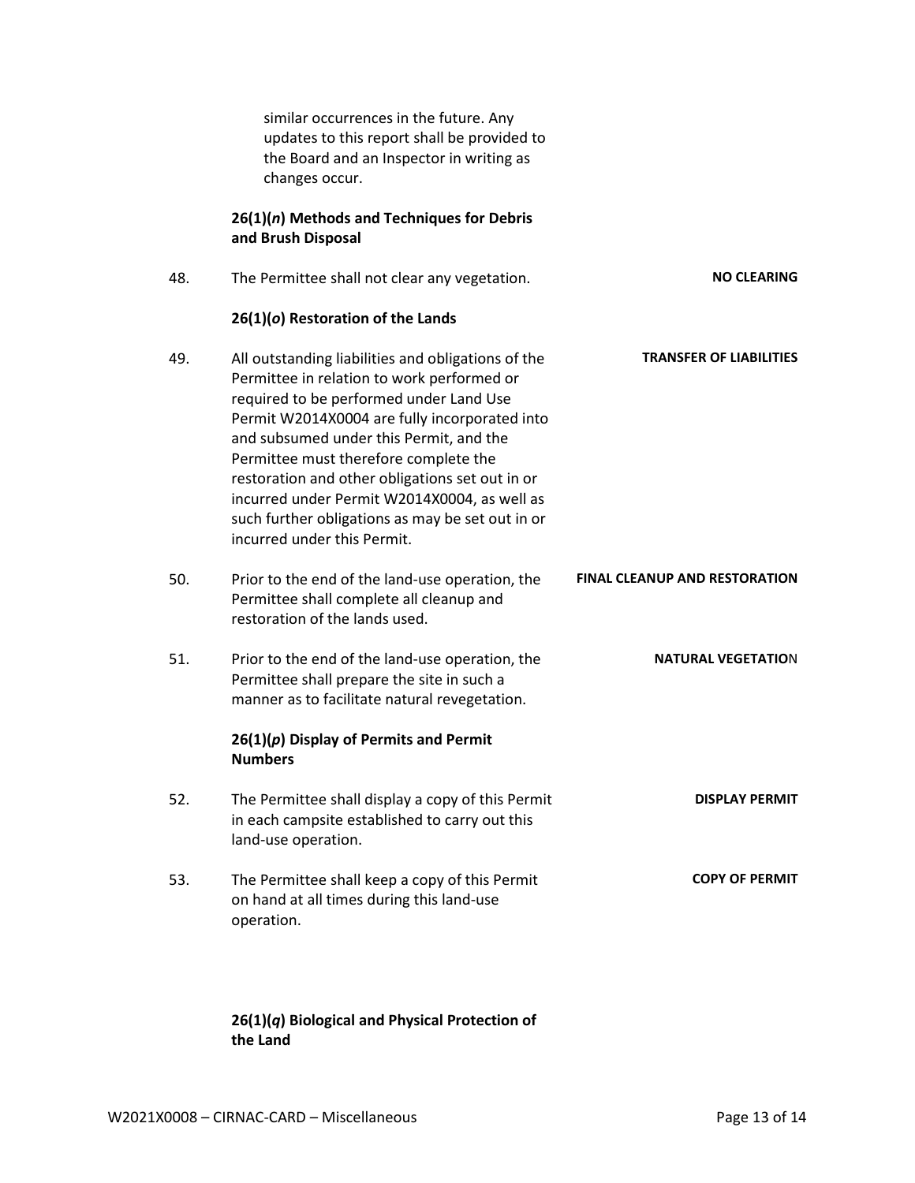similar occurrences in the future. Any updates to this report shall be provided to the Board and an Inspector in writing as changes occur.

**26(1)(*n*) Methods and Techniques for Debris and Brush Disposal**

| | | |
|---|---|---|
| 48. | The Permittee shall not clear any vegetation. | **NO CLEARING** |

**26(1)(*o*) Restoration of the Lands**

| | | |
|---|---|---|
| 49. | All outstanding liabilities and obligations of the Permittee in relation to work performed or required to be performed under Land Use Permit W2014X0004 are fully incorporated into and subsumed under this Permit, and the Permittee must therefore complete the restoration and other obligations set out in or incurred under Permit W2014X0004, as well as such further obligations as may be set out in or incurred under this Permit. | **TRANSFER OF LIABILITIES** |
| 50. | Prior to the end of the land-use operation, the Permittee shall complete all cleanup and restoration of the lands used. | **FINAL CLEANUP AND RESTORATION** |
| 51. | Prior to the end of the land-use operation, the Permittee shall prepare the site in such a manner as to facilitate natural revegetation. | **NATURAL VEGETATION** |

**26(1)(*p*) Display of Permits and Permit Numbers**

| | | |
|---|---|---|
| 52. | The Permittee shall display a copy of this Permit in each campsite established to carry out this land-use operation. | **DISPLAY PERMIT** |
| 53. | The Permittee shall keep a copy of this Permit on hand at all times during this land-use operation. | **COPY OF PERMIT** |

**26(1)(*q*) Biological and Physical Protection of the Land**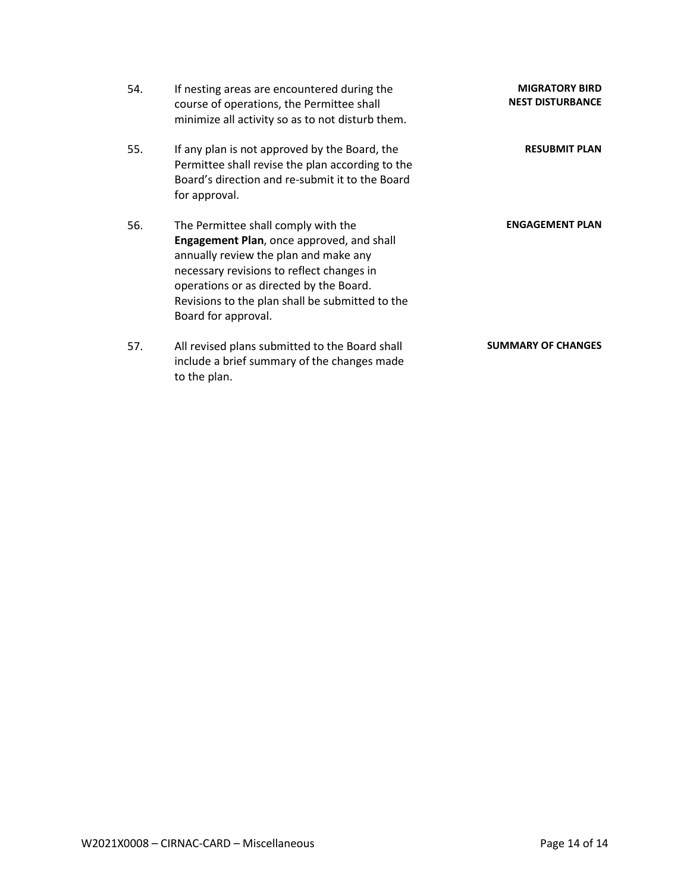54. If nesting areas are encountered during the course of operations, the Permittee shall minimize all activity so as to not disturb them. **MIGRATORY BIRD NEST DISTURBANCE**

55. If any plan is not approved by the Board, the Permittee shall revise the plan according to the Board's direction and re-submit it to the Board for approval. **RESUBMIT PLAN**

56. The Permittee shall comply with the **Engagement Plan**, once approved, and shall annually review the plan and make any necessary revisions to reflect changes in operations or as directed by the Board. Revisions to the plan shall be submitted to the Board for approval. **ENGAGEMENT PLAN**

57. All revised plans submitted to the Board shall include a brief summary of the changes made to the plan. **SUMMARY OF CHANGES**